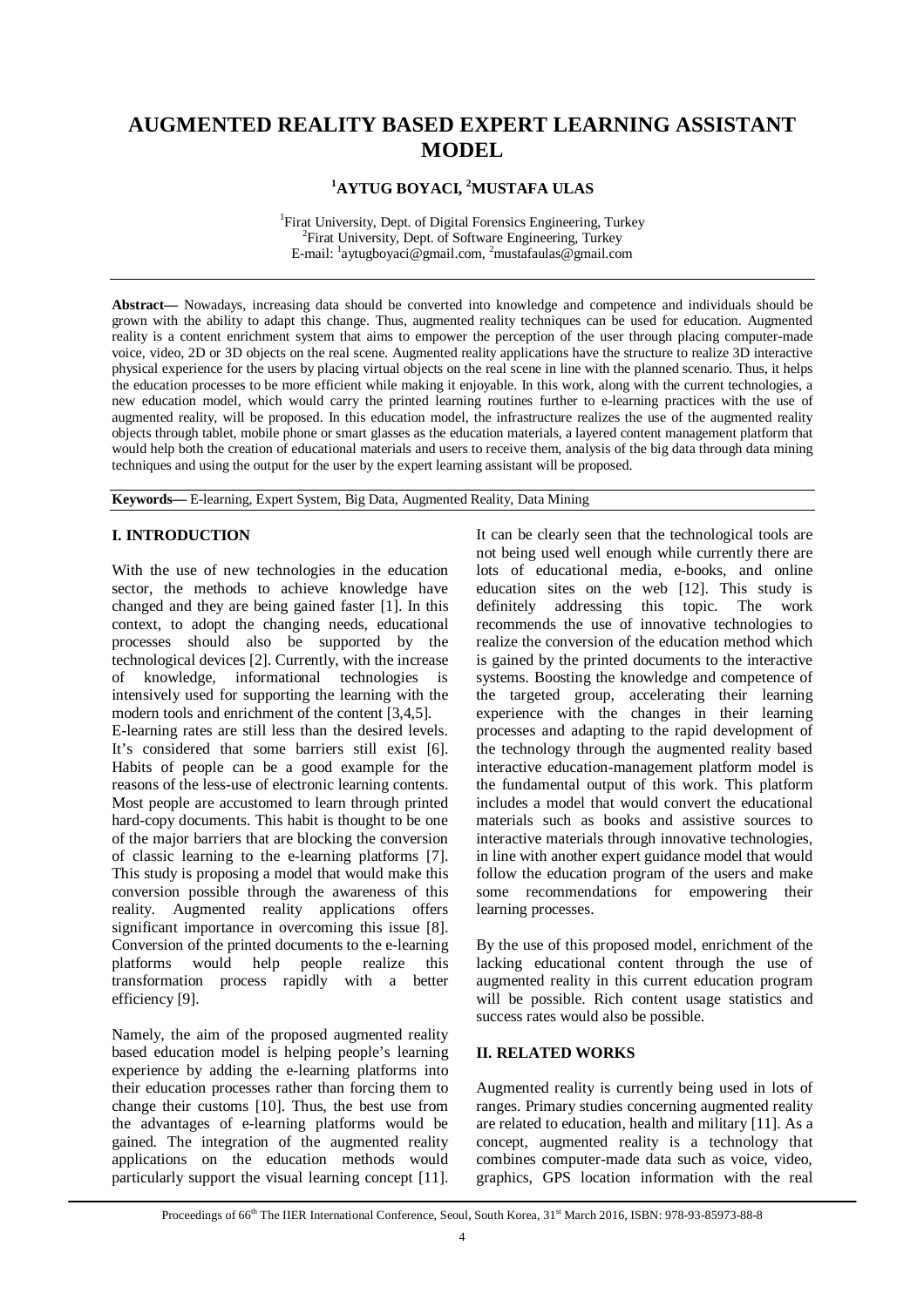# AUGMENTED REALITY BASED EXPERT LEARNING ASSISTANT MODEL

**[1]AYTUG BOYACI, [2]MUSTAFA ULAS**

[1]Firat University, Dept. of Digital Forensics Engineering, Turkey
[2]Firat University, Dept. of Software Engineering, Turkey
E-mail: [1]aytugboyaci@gmail.com, [2]mustafaulas@gmail.com

**Abstract—** Nowadays, increasing data should be converted into knowledge and competence and individuals should be grown with the ability to adapt this change. Thus, augmented reality techniques can be used for education. Augmented reality is a content enrichment system that aims to empower the perception of the user through placing computer-made voice, video, 2D or 3D objects on the real scene. Augmented reality applications have the structure to realize 3D interactive physical experience for the users by placing virtual objects on the real scene in line with the planned scenario. Thus, it helps the education processes to be more efficient while making it enjoyable. In this work, along with the current technologies, a new education model, which would carry the printed learning routines further to e-learning practices with the use of augmented reality, will be proposed. In this education model, the infrastructure realizes the use of the augmented reality objects through tablet, mobile phone or smart glasses as the education materials, a layered content management platform that would help both the creation of educational materials and users to receive them, analysis of the big data through data mining techniques and using the output for the user by the expert learning assistant will be proposed.

**Keywords—** E-learning, Expert System, Big Data, Augmented Reality, Data Mining

## I. INTRODUCTION

With the use of new technologies in the education sector, the methods to achieve knowledge have changed and they are being gained faster [1]. In this context, to adopt the changing needs, educational processes should also be supported by the technological devices [2]. Currently, with the increase of knowledge, informational technologies is intensively used for supporting the learning with the modern tools and enrichment of the content [3,4,5].

E-learning rates are still less than the desired levels. It's considered that some barriers still exist [6]. Habits of people can be a good example for the reasons of the less-use of electronic learning contents. Most people are accustomed to learn through printed hard-copy documents. This habit is thought to be one of the major barriers that are blocking the conversion of classic learning to the e-learning platforms [7]. This study is proposing a model that would make this conversion possible through the awareness of this reality. Augmented reality applications offers significant importance in overcoming this issue [8]. Conversion of the printed documents to the e-learning platforms would help people realize this transformation process rapidly with a better efficiency [9].

Namely, the aim of the proposed augmented reality based education model is helping people's learning experience by adding the e-learning platforms into their education processes rather than forcing them to change their customs [10]. Thus, the best use from the advantages of e-learning platforms would be gained. The integration of the augmented reality applications on the education methods would particularly support the visual learning concept [11]. It can be clearly seen that the technological tools are not being used well enough while currently there are lots of educational media, e-books, and online education sites on the web [12]. This study is definitely addressing this topic. The work recommends the use of innovative technologies to realize the conversion of the education method which is gained by the printed documents to the interactive systems. Boosting the knowledge and competence of the targeted group, accelerating their learning experience with the changes in their learning processes and adapting to the rapid development of the technology through the augmented reality based interactive education-management platform model is the fundamental output of this work. This platform includes a model that would convert the educational materials such as books and assistive sources to interactive materials through innovative technologies, in line with another expert guidance model that would follow the education program of the users and make some recommendations for empowering their learning processes.

By the use of this proposed model, enrichment of the lacking educational content through the use of augmented reality in this current education program will be possible. Rich content usage statistics and success rates would also be possible.

## II. RELATED WORKS

Augmented reality is currently being used in lots of ranges. Primary studies concerning augmented reality are related to education, health and military [11]. As a concept, augmented reality is a technology that combines computer-made data such as voice, video, graphics, GPS location information with the real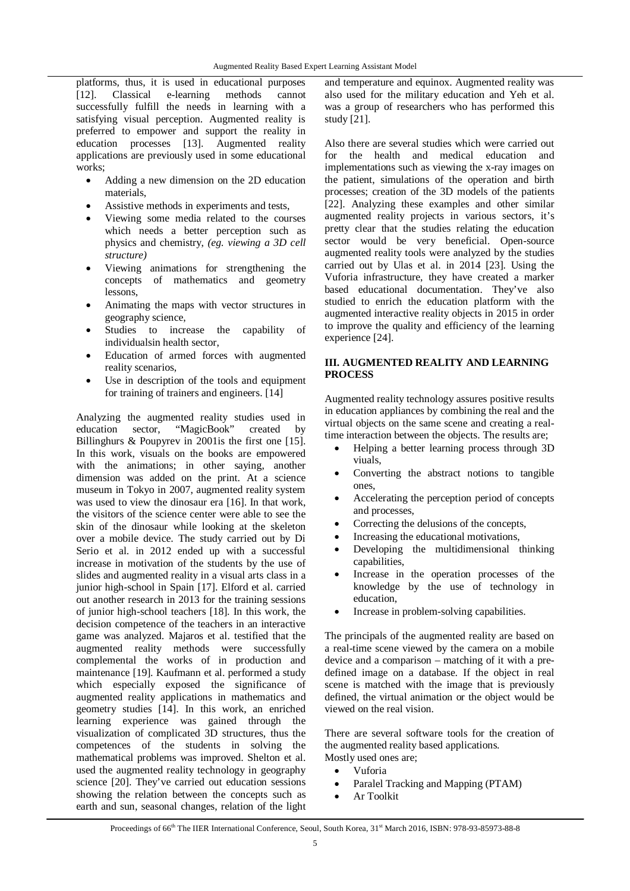platforms, thus, it is used in educational purposes [12]. Classical e-learning methods cannot successfully fulfill the needs in learning with a satisfying visual perception. Augmented reality is preferred to empower and support the reality in education processes [13]. Augmented reality applications are previously used in some educational works;

- Adding a new dimension on the 2D education materials,
- Assistive methods in experiments and tests,
- Viewing some media related to the courses which needs a better perception such as physics and chemistry, *(eg. viewing a 3D cell structure)*
- Viewing animations for strengthening the concepts of mathematics and geometry lessons,
- Animating the maps with vector structures in geography science,
- Studies to increase the capability of individualsin health sector,
- Education of armed forces with augmented reality scenarios,
- Use in description of the tools and equipment for training of trainers and engineers. [14]

Analyzing the augmented reality studies used in education sector, "MagicBook" created by Billinghurs & Poupyrev in 2001is the first one [15]. In this work, visuals on the books are empowered with the animations; in other saying, another dimension was added on the print. At a science museum in Tokyo in 2007, augmented reality system was used to view the dinosaur era [16]. In that work, the visitors of the science center were able to see the skin of the dinosaur while looking at the skeleton over a mobile device. The study carried out by Di Serio et al. in 2012 ended up with a successful increase in motivation of the students by the use of slides and augmented reality in a visual arts class in a junior high-school in Spain [17]. Elford et al. carried out another research in 2013 for the training sessions of junior high-school teachers [18]. In this work, the decision competence of the teachers in an interactive game was analyzed. Majaros et al. testified that the augmented reality methods were successfully complemental the works of in production and maintenance [19]. Kaufmann et al. performed a study which especially exposed the significance of augmented reality applications in mathematics and geometry studies [14]. In this work, an enriched learning experience was gained through the visualization of complicated 3D structures, thus the competences of the students in solving the mathematical problems was improved. Shelton et al. used the augmented reality technology in geography science [20]. They've carried out education sessions showing the relation between the concepts such as earth and sun, seasonal changes, relation of the light and temperature and equinox. Augmented reality was also used for the military education and Yeh et al. was a group of researchers who has performed this study [21].

Also there are several studies which were carried out for the health and medical education and implementations such as viewing the x-ray images on the patient, simulations of the operation and birth processes; creation of the 3D models of the patients [22]. Analyzing these examples and other similar augmented reality projects in various sectors, it's pretty clear that the studies relating the education sector would be very beneficial. Open-source augmented reality tools were analyzed by the studies carried out by Ulas et al. in 2014 [23]. Using the Vuforia infrastructure, they have created a marker based educational documentation. They've also studied to enrich the education platform with the augmented interactive reality objects in 2015 in order to improve the quality and efficiency of the learning experience [24].

## III. AUGMENTED REALITY AND LEARNING PROCESS

Augmented reality technology assures positive results in education appliances by combining the real and the virtual objects on the same scene and creating a real-time interaction between the objects. The results are;

- Helping a better learning process through 3D viuals,
- Converting the abstract notions to tangible ones,
- Accelerating the perception period of concepts and processes,
- Correcting the delusions of the concepts,
- Increasing the educational motivations,
- Developing the multidimensional thinking capabilities,
- Increase in the operation processes of the knowledge by the use of technology in education,
- Increase in problem-solving capabilities.

The principals of the augmented reality are based on a real-time scene viewed by the camera on a mobile device and a comparison – matching of it with a pre-defined image on a database. If the object in real scene is matched with the image that is previously defined, the virtual animation or the object would be viewed on the real vision.

There are several software tools for the creation of the augmented reality based applications.
Mostly used ones are;

- Vuforia
- Paralel Tracking and Mapping (PTAM)
- Ar Toolkit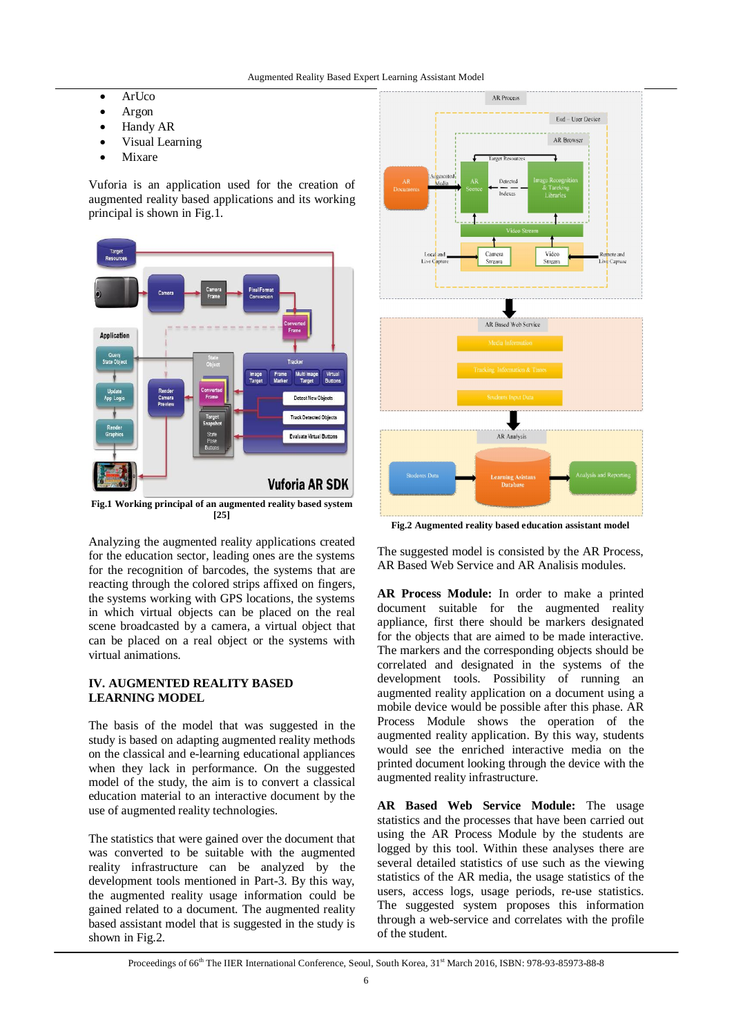- ArUco
- Argon
- Handy AR
- Visual Learning
- Mixare

Vuforia is an application used for the creation of augmented reality based applications and its working principal is shown in Fig.1.

**Fig.1 Working principal of an augmented reality based system [25]**

Analyzing the augmented reality applications created for the education sector, leading ones are the systems for the recognition of barcodes, the systems that are reacting through the colored strips affixed on fingers, the systems working with GPS locations, the systems in which virtual objects can be placed on the real scene broadcasted by a camera, a virtual object that can be placed on a real object or the systems with virtual animations.

## IV. AUGMENTED REALITY BASED LEARNING MODEL

The basis of the model that was suggested in the study is based on adapting augmented reality methods on the classical and e-learning educational appliances when they lack in performance. On the suggested model of the study, the aim is to convert a classical education material to an interactive document by the use of augmented reality technologies.

The statistics that were gained over the document that was converted to be suitable with the augmented reality infrastructure can be analyzed by the development tools mentioned in Part-3. By this way, the augmented reality usage information could be gained related to a document. The augmented reality based assistant model that is suggested in the study is shown in Fig.2.

**Fig.2 Augmented reality based education assistant model**

The suggested model is consisted by the AR Process, AR Based Web Service and AR Analisis modules.

**AR Process Module:** In order to make a printed document suitable for the augmented reality appliance, first there should be markers designated for the objects that are aimed to be made interactive. The markers and the corresponding objects should be correlated and designated in the systems of the development tools. Possibility of running an augmented reality application on a document using a mobile device would be possible after this phase. AR Process Module shows the operation of the augmented reality application. By this way, students would see the enriched interactive media on the printed document looking through the device with the augmented reality infrastructure.

**AR Based Web Service Module:** The usage statistics and the processes that have been carried out using the AR Process Module by the students are logged by this tool. Within these analyses there are several detailed statistics of use such as the viewing statistics of the AR media, the usage statistics of users, access logs, usage periods, re-use statistics. The suggested system proposes this information through a web-service and correlates with the profile of the student.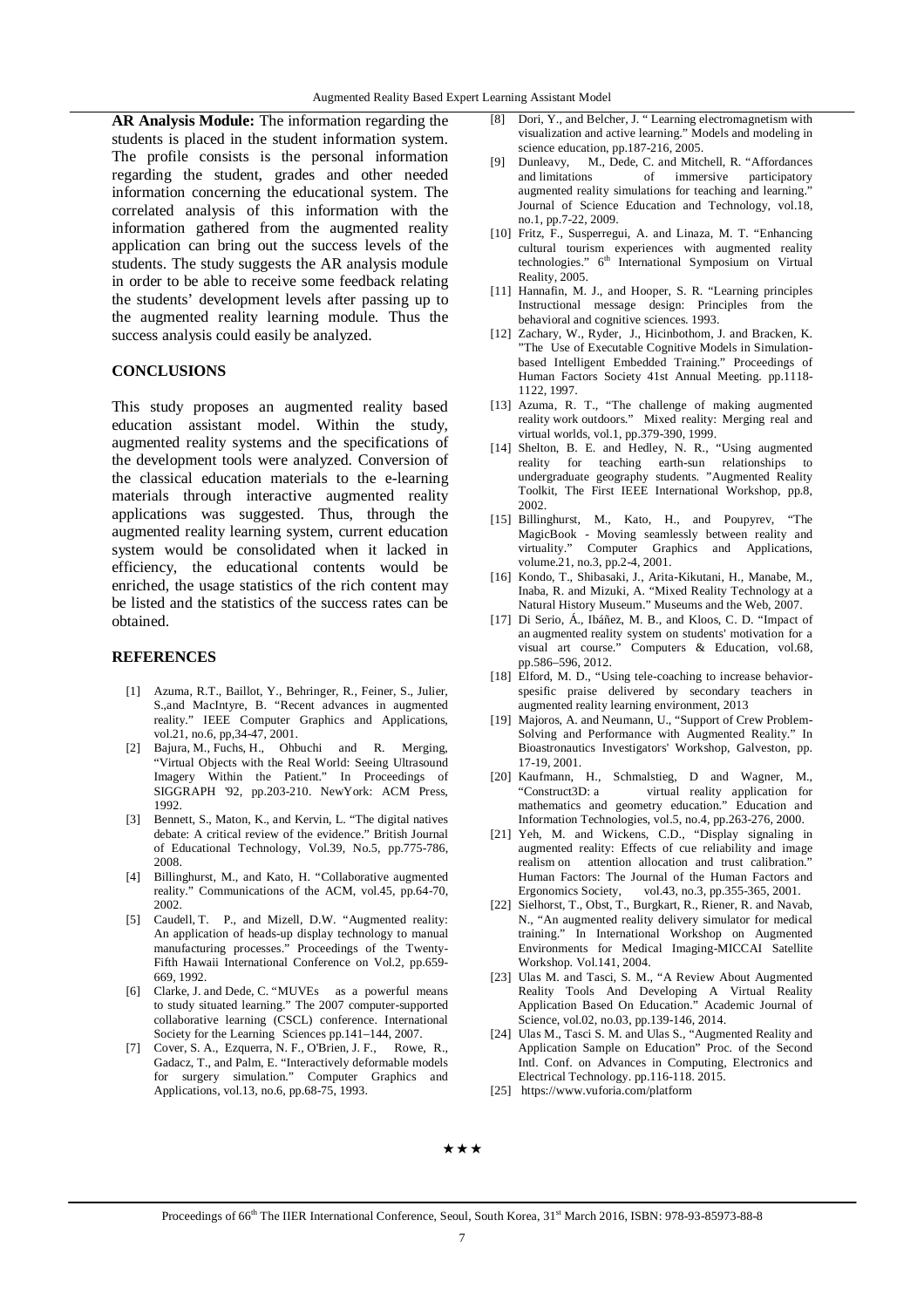**AR Analysis Module:** The information regarding the students is placed in the student information system. The profile consists is the personal information regarding the student, grades and other needed information concerning the educational system. The correlated analysis of this information with the information gathered from the augmented reality application can bring out the success levels of the students. The study suggests the AR analysis module in order to be able to receive some feedback relating the students' development levels after passing up to the augmented reality learning module. Thus the success analysis could easily be analyzed.

## CONCLUSIONS

This study proposes an augmented reality based education assistant model. Within the study, augmented reality systems and the specifications of the development tools were analyzed. Conversion of the classical education materials to the e-learning materials through interactive augmented reality applications was suggested. Thus, through the augmented reality learning system, current education system would be consolidated when it lacked in efficiency, the educational contents would be enriched, the usage statistics of the rich content may be listed and the statistics of the success rates can be obtained.

## REFERENCES

[1] Azuma, R.T., Baillot, Y., Behringer, R., Feiner, S., Julier, S.,and MacIntyre, B. "Recent advances in augmented reality." IEEE Computer Graphics and Applications, vol.21, no.6, pp,34-47, 2001.

[2] Bajura, M., Fuchs, H., Ohbuchi and R. Merging, "Virtual Objects with the Real World: Seeing Ultrasound Imagery Within the Patient." In Proceedings of SIGGRAPH '92, pp.203-210. NewYork: ACM Press, 1992.

[3] Bennett, S., Maton, K., and Kervin, L. "The digital natives debate: A critical review of the evidence." British Journal of Educational Technology, Vol.39, No.5, pp.775-786, 2008.

[4] Billinghurst, M., and Kato, H. "Collaborative augmented reality." Communications of the ACM, vol.45, pp.64-70, 2002.

[5] Caudell, T. P., and Mizell, D.W. "Augmented reality: An application of heads-up display technology to manual manufacturing processes." Proceedings of the Twenty-Fifth Hawaii International Conference on Vol.2, pp.659-669, 1992.

[6] Clarke, J. and Dede, C. "MUVEs as a powerful means to study situated learning." The 2007 computer-supported collaborative learning (CSCL) conference. International Society for the Learning Sciences pp.141–144, 2007.

[7] Cover, S. A., Ezquerra, N. F., O'Brien, J. F., Rowe, R., Gadacz, T., and Palm, E. "Interactively deformable models for surgery simulation." Computer Graphics and Applications, vol.13, no.6, pp.68-75, 1993.

[8] Dori, Y., and Belcher, J. " Learning electromagnetism with visualization and active learning." Models and modeling in science education, pp.187-216, 2005.

[9] Dunleavy, M., Dede, C. and Mitchell, R. "Affordances and limitations of immersive participatory augmented reality simulations for teaching and learning." Journal of Science Education and Technology, vol.18, no.1, pp.7-22, 2009.

[10] Fritz, F., Susperregui, A. and Linaza, M. T. "Enhancing cultural tourism experiences with augmented reality technologies." 6th International Symposium on Virtual Reality, 2005.

[11] Hannafin, M. J., and Hooper, S. R. "Learning principles Instructional message design: Principles from the behavioral and cognitive sciences. 1993.

[12] Zachary, W., Ryder, J., Hicinbothom, J. and Bracken, K. "The Use of Executable Cognitive Models in Simulation-based Intelligent Embedded Training." Proceedings of Human Factors Society 41st Annual Meeting. pp.1118-1122, 1997.

[13] Azuma, R. T., "The challenge of making augmented reality work outdoors." Mixed reality: Merging real and virtual worlds, vol.1, pp.379-390, 1999.

[14] Shelton, B. E. and Hedley, N. R., "Using augmented reality for teaching earth-sun relationships to undergraduate geography students. "Augmented Reality Toolkit, The First IEEE International Workshop, pp.8, 2002.

[15] Billinghurst, M., Kato, H., and Poupyrev, "The MagicBook - Moving seamlessly between reality and virtuality." Computer Graphics and Applications, volume.21, no.3, pp.2-4, 2001.

[16] Kondo, T., Shibasaki, J., Arita-Kikutani, H., Manabe, M., Inaba, R. and Mizuki, A. "Mixed Reality Technology at a Natural History Museum." Museums and the Web, 2007.

[17] Di Serio, Á., Ibáñez, M. B., and Kloos, C. D. "Impact of an augmented reality system on students' motivation for a visual art course." Computers & Education, vol.68, pp.586–596, 2012.

[18] Elford, M. D., "Using tele-coaching to increase behavior-spesific praise delivered by secondary teachers in augmented reality learning environment, 2013

[19] Majoros, A. and Neumann, U., "Support of Crew Problem-Solving and Performance with Augmented Reality." In Bioastronautics Investigators' Workshop, Galveston, pp. 17-19, 2001.

[20] Kaufmann, H., Schmalstieg, D and Wagner, M., "Construct3D: a virtual reality application for mathematics and geometry education." Education and Information Technologies, vol.5, no.4, pp.263-276, 2000.

[21] Yeh, M. and Wickens, C.D., "Display signaling in augmented reality: Effects of cue reliability and image realism on attention allocation and trust calibration." Human Factors: The Journal of the Human Factors and Ergonomics Society, vol.43, no.3, pp.355-365, 2001.

[22] Sielhorst, T., Obst, T., Burgkart, R., Riener, R. and Navab, N., "An augmented reality delivery simulator for medical training." In International Workshop on Augmented Environments for Medical Imaging-MICCAI Satellite Workshop. Vol.141, 2004.

[23] Ulas M. and Tasci, S. M., "A Review About Augmented Reality Tools And Developing A Virtual Reality Application Based On Education." Academic Journal of Science, vol.02, no.03, pp.139-146, 2014.

[24] Ulas M., Tasci S. M. and Ulas S., "Augmented Reality and Application Sample on Education" Proc. of the Second Intl. Conf. on Advances in Computing, Electronics and Electrical Technology. pp.116-118. 2015.

[25] https://www.vuforia.com/platform

★★★